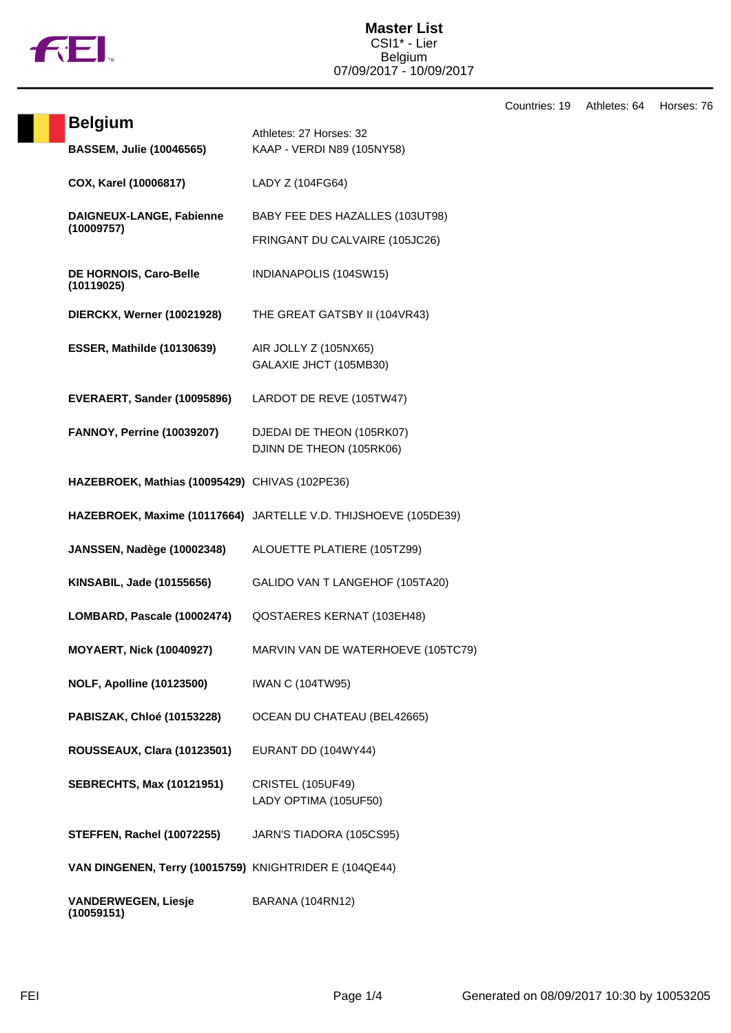# Master List

CSI1* - Lier
Belgium
07/09/2017 - 10/09/2017

Countries: 19 Athletes: 64 Horses: 76

## Belgium

Athletes: 27 Horses: 32

| Athlete | Horse |
|---|---|
| **BASSEM, Julie (10046565)** | KAAP - VERDI N89 (105NY58) |
| **COX, Karel (10006817)** | LADY Z (104FG64) |
| **DAIGNEUX-LANGE, Fabienne (10009757)** | BABY FEE DES HAZALLES (103UT98) |
| | FRINGANT DU CALVAIRE (105JC26) |
| **DE HORNOIS, Caro-Belle (10119025)** | INDIANAPOLIS (104SW15) |
| **DIERCKX, Werner (10021928)** | THE GREAT GATSBY II (104VR43) |
| **ESSER, Mathilde (10130639)** | AIR JOLLY Z (105NX65) |
| | GALAXIE JHCT (105MB30) |
| **EVERAERT, Sander (10095896)** | LARDOT DE REVE (105TW47) |
| **FANNOY, Perrine (10039207)** | DJEDAI DE THEON (105RK07) |
| | DJINN DE THEON (105RK06) |
| **HAZEBROEK, Mathias (10095429)** | CHIVAS (102PE36) |
| **HAZEBROEK, Maxime (10117664)** | JARTELLE V.D. THIJSHOEVE (105DE39) |
| **JANSSEN, Nadège (10002348)** | ALOUETTE PLATIERE (105TZ99) |
| **KINSABIL, Jade (10155656)** | GALIDO VAN T LANGEHOF (105TA20) |
| **LOMBARD, Pascale (10002474)** | QOSTAERES KERNAT (103EH48) |
| **MOYAERT, Nick (10040927)** | MARVIN VAN DE WATERHOEVE (105TC79) |
| **NOLF, Apolline (10123500)** | IWAN C (104TW95) |
| **PABISZAK, Chloé (10153228)** | OCEAN DU CHATEAU (BEL42665) |
| **ROUSSEAUX, Clara (10123501)** | EURANT DD (104WY44) |
| **SEBRECHTS, Max (10121951)** | CRISTEL (105UF49) |
| | LADY OPTIMA (105UF50) |
| **STEFFEN, Rachel (10072255)** | JARN'S TIADORA (105CS95) |
| **VAN DINGENEN, Terry (10015759)** | KNIGHTRIDER E (104QE44) |
| **VANDERWEGEN, Liesje (10059151)** | BARANA (104RN12) |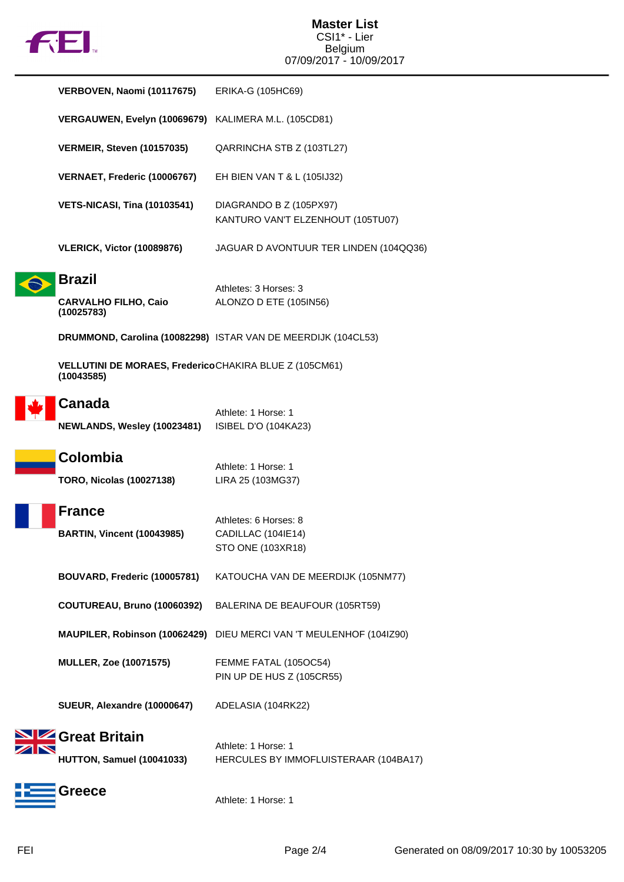| | |
|---|---|
| **VERBOVEN, Naomi (10117675)** | ERIKA-G (105HC69) |
| **VERGAUWEN, Evelyn (10069679)** | KALIMERA M.L. (105CD81) |
| **VERMEIR, Steven (10157035)** | QARRINCHA STB Z (103TL27) |
| **VERNAET, Frederic (10006767)** | EH BIEN VAN T & L (105IJ32) |
| **VETS-NICASI, Tina (10103541)** | DIAGRANDO B Z (105PX97)<br>KANTURO VAN'T ELZENHOUT (105TU07) |
| **VLERICK, Victor (10089876)** | JAGUAR D AVONTUUR TER LINDEN (104QQ36) |

## Brazil

Athletes: 3 Horses: 3

| | |
|---|---|
| **CARVALHO FILHO, Caio (10025783)** | ALONZO D ETE (105IN56) |
| **DRUMMOND, Carolina (10082298)** | ISTAR VAN DE MEERDIJK (104CL53) |
| **VELLUTINI DE MORAES, Frederico (10043585)** | CHAKIRA BLUE Z (105CM61) |

## Canada

Athlete: 1 Horse: 1

| | |
|---|---|
| **NEWLANDS, Wesley (10023481)** | ISIBEL D'O (104KA23) |

## Colombia

Athlete: 1 Horse: 1

| | |
|---|---|
| **TORO, Nicolas (10027138)** | LIRA 25 (103MG37) |

## France

Athletes: 6 Horses: 8

| | |
|---|---|
| **BARTIN, Vincent (10043985)** | CADILLAC (104IE14)<br>STO ONE (103XR18) |
| **BOUVARD, Frederic (10005781)** | KATOUCHA VAN DE MEERDIJK (105NM77) |
| **COUTUREAU, Bruno (10060392)** | BALERINA DE BEAUFOUR (105RT59) |
| **MAUPILER, Robinson (10062429)** | DIEU MERCI VAN 'T MEULENHOF (104IZ90) |
| **MULLER, Zoe (10071575)** | FEMME FATAL (105OC54)<br>PIN UP DE HUS Z (105CR55) |
| **SUEUR, Alexandre (10000647)** | ADELASIA (104RK22) |

## Great Britain

Athlete: 1 Horse: 1

| | |
|---|---|
| **HUTTON, Samuel (10041033)** | HERCULES BY IMMOFLUISTERAAR (104BA17) |

## Greece

Athlete: 1 Horse: 1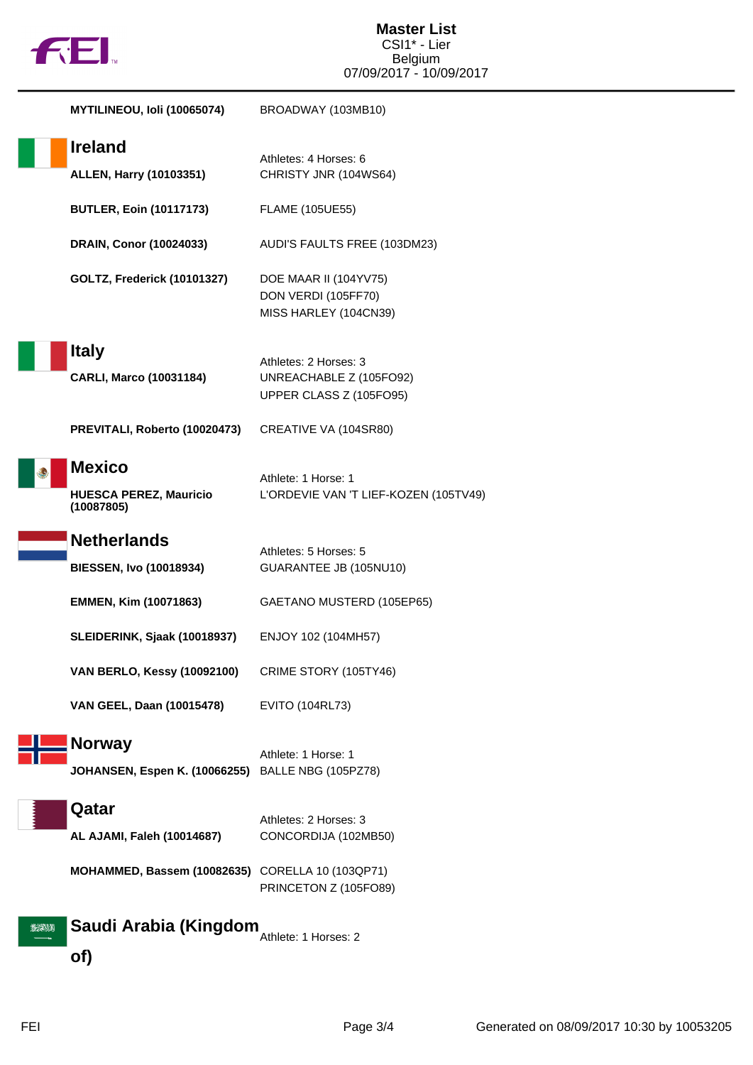| | |
|---|---|
| **MYTILINEOU, Ioli (10065074)** | BROADWAY (103MB10) |

## Ireland

Athletes: 4 Horses: 6

| | |
|---|---|
| **ALLEN, Harry (10103351)** | CHRISTY JNR (104WS64) |
| **BUTLER, Eoin (10117173)** | FLAME (105UE55) |
| **DRAIN, Conor (10024033)** | AUDI'S FAULTS FREE (103DM23) |
| **GOLTZ, Frederick (10101327)** | DOE MAAR II (104YV75)<br>DON VERDI (105FF70)<br>MISS HARLEY (104CN39) |

## Italy

Athletes: 2 Horses: 3

| | |
|---|---|
| **CARLI, Marco (10031184)** | UNREACHABLE Z (105FO92)<br>UPPER CLASS Z (105FO95) |
| **PREVITALI, Roberto (10020473)** | CREATIVE VA (104SR80) |

## Mexico

Athlete: 1 Horse: 1

| | |
|---|---|
| **HUESCA PEREZ, Mauricio (10087805)** | L'ORDEVIE VAN 'T LIEF-KOZEN (105TV49) |

## Netherlands

Athletes: 5 Horses: 5

| | |
|---|---|
| **BIESSEN, Ivo (10018934)** | GUARANTEE JB (105NU10) |
| **EMMEN, Kim (10071863)** | GAETANO MUSTERD (105EP65) |
| **SLEIDERINK, Sjaak (10018937)** | ENJOY 102 (104MH57) |
| **VAN BERLO, Kessy (10092100)** | CRIME STORY (105TY46) |
| **VAN GEEL, Daan (10015478)** | EVITO (104RL73) |

## Norway

Athlete: 1 Horse: 1

| | |
|---|---|
| **JOHANSEN, Espen K. (10066255)** | BALLE NBG (105PZ78) |

## Qatar

Athletes: 2 Horses: 3

| | |
|---|---|
| **AL AJAMI, Faleh (10014687)** | CONCORDIJA (102MB50) |
| **MOHAMMED, Bassem (10082635)** | CORELLA 10 (103QP71)<br>PRINCETON Z (105FO89) |

## Saudi Arabia (Kingdom of)

Athlete: 1 Horses: 2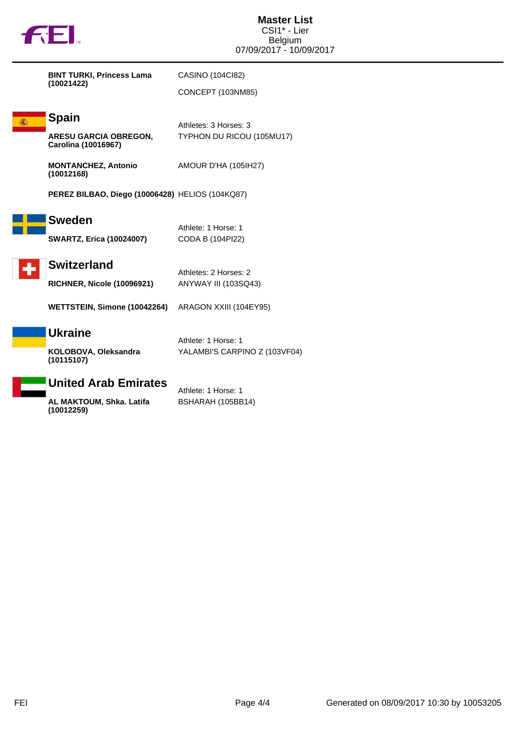**BINT TURKI, Princess Lama (10021422)** CASINO (104CI82)

CONCEPT (103NM85)

## Spain

Athletes: 3 Horses: 3

**ARESU GARCIA OBREGON, Carolina (10016967)** TYPHON DU RICOU (105MU17)

**MONTANCHEZ, Antonio (10012168)** AMOUR D'HA (105IH27)

**PEREZ BILBAO, Diego (10006428)** HELIOS (104KQ87)

## Sweden

Athlete: 1 Horse: 1

**SWARTZ, Erica (10024007)** CODA B (104PI22)

## Switzerland

Athletes: 2 Horses: 2

**RICHNER, Nicole (10096921)** ANYWAY III (103SQ43)

**WETTSTEIN, Simone (10042264)** ARAGON XXIII (104EY95)

## Ukraine

Athlete: 1 Horse: 1

**KOLOBOVA, Oleksandra (10115107)** YALAMBI'S CARPINO Z (103VF04)

## United Arab Emirates

Athlete: 1 Horse: 1

**AL MAKTOUM, Shka. Latifa (10012259)** BSHARAH (105BB14)